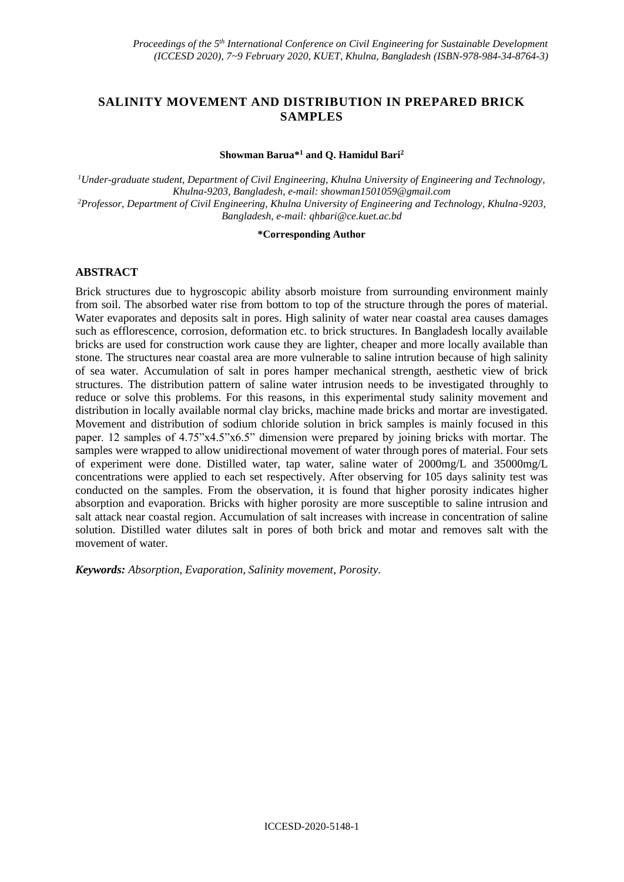# SALINITY MOVEMENT AND DISTRIBUTION IN PREPARED BRICK SAMPLES

**Showman Barua*[1] and Q. Hamidul Bari[2]**

*[1]Under-graduate student, Department of Civil Engineering, Khulna University of Engineering and Technology, Khulna-9203, Bangladesh, e-mail: showman1501059@gmail.com*
*[2]Professor, Department of Civil Engineering, Khulna University of Engineering and Technology, Khulna-9203, Bangladesh, e-mail: qhbari@ce.kuet.ac.bd*

**\*Corresponding Author**

## ABSTRACT

Brick structures due to hygroscopic ability absorb moisture from surrounding environment mainly from soil. The absorbed water rise from bottom to top of the structure through the pores of material. Water evaporates and deposits salt in pores. High salinity of water near coastal area causes damages such as efflorescence, corrosion, deformation etc. to brick structures. In Bangladesh locally available bricks are used for construction work cause they are lighter, cheaper and more locally available than stone. The structures near coastal area are more vulnerable to saline intrution because of high salinity of sea water. Accumulation of salt in pores hamper mechanical strength, aesthetic view of brick structures. The distribution pattern of saline water intrusion needs to be investigated throughly to reduce or solve this problems. For this reasons, in this experimental study salinity movement and distribution in locally available normal clay bricks, machine made bricks and mortar are investigated. Movement and distribution of sodium chloride solution in brick samples is mainly focused in this paper. 12 samples of 4.75"x4.5"x6.5" dimension were prepared by joining bricks with mortar. The samples were wrapped to allow unidirectional movement of water through pores of material. Four sets of experiment were done. Distilled water, tap water, saline water of 2000mg/L and 35000mg/L concentrations were applied to each set respectively. After observing for 105 days salinity test was conducted on the samples. From the observation, it is found that higher porosity indicates higher absorption and evaporation. Bricks with higher porosity are more susceptible to saline intrusion and salt attack near coastal region. Accumulation of salt increases with increase in concentration of saline solution. Distilled water dilutes salt in pores of both brick and motar and removes salt with the movement of water.

***Keywords:*** *Absorption, Evaporation, Salinity movement, Porosity.*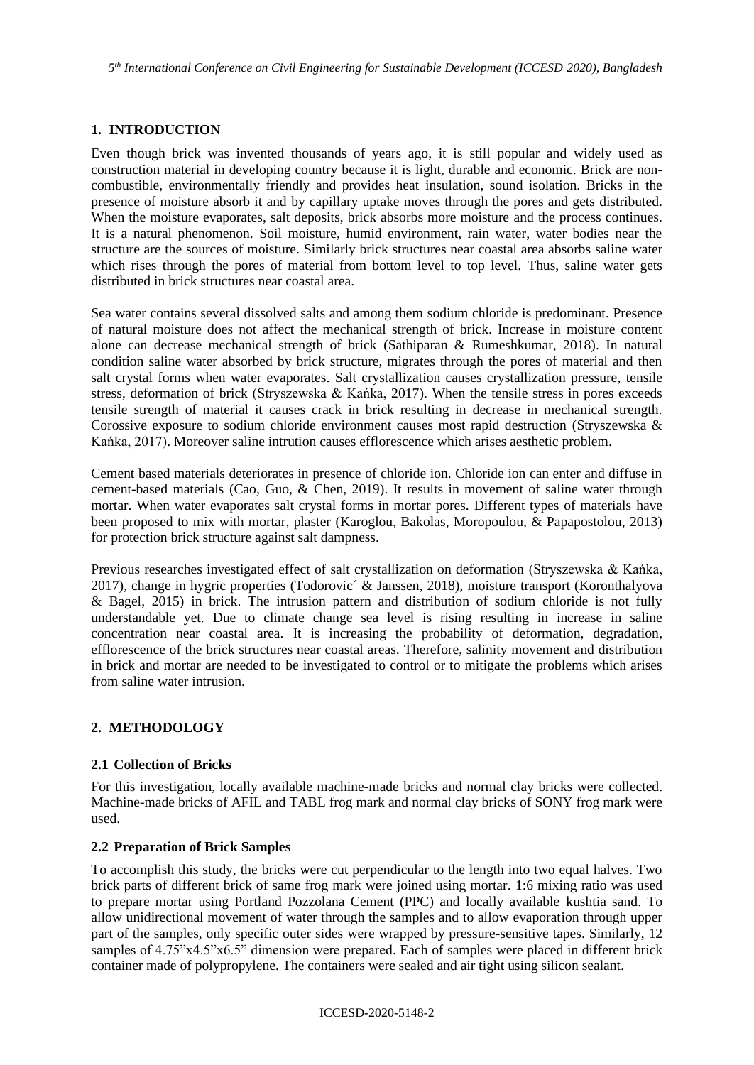## 1. INTRODUCTION

Even though brick was invented thousands of years ago, it is still popular and widely used as construction material in developing country because it is light, durable and economic. Brick are non-combustible, environmentally friendly and provides heat insulation, sound isolation. Bricks in the presence of moisture absorb it and by capillary uptake moves through the pores and gets distributed. When the moisture evaporates, salt deposits, brick absorbs more moisture and the process continues. It is a natural phenomenon. Soil moisture, humid environment, rain water, water bodies near the structure are the sources of moisture. Similarly brick structures near coastal area absorbs saline water which rises through the pores of material from bottom level to top level. Thus, saline water gets distributed in brick structures near coastal area.

Sea water contains several dissolved salts and among them sodium chloride is predominant. Presence of natural moisture does not affect the mechanical strength of brick. Increase in moisture content alone can decrease mechanical strength of brick (Sathiparan & Rumeshkumar, 2018). In natural condition saline water absorbed by brick structure, migrates through the pores of material and then salt crystal forms when water evaporates. Salt crystallization causes crystallization pressure, tensile stress, deformation of brick (Stryszewska & Kańka, 2017). When the tensile stress in pores exceeds tensile strength of material it causes crack in brick resulting in decrease in mechanical strength. Corossive exposure to sodium chloride environment causes most rapid destruction (Stryszewska & Kańka, 2017). Moreover saline intrution causes efflorescence which arises aesthetic problem.

Cement based materials deteriorates in presence of chloride ion. Chloride ion can enter and diffuse in cement-based materials (Cao, Guo, & Chen, 2019). It results in movement of saline water through mortar. When water evaporates salt crystal forms in mortar pores. Different types of materials have been proposed to mix with mortar, plaster (Karoglou, Bakolas, Moropoulou, & Papapostolou, 2013) for protection brick structure against salt dampness.

Previous researches investigated effect of salt crystallization on deformation (Stryszewska & Kańka, 2017), change in hygric properties (Todorovic´ & Janssen, 2018), moisture transport (Koronthalyova & Bagel, 2015) in brick. The intrusion pattern and distribution of sodium chloride is not fully understandable yet. Due to climate change sea level is rising resulting in increase in saline concentration near coastal area. It is increasing the probability of deformation, degradation, efflorescence of the brick structures near coastal areas. Therefore, salinity movement and distribution in brick and mortar are needed to be investigated to control or to mitigate the problems which arises from saline water intrusion.

## 2. METHODOLOGY

### 2.1 Collection of Bricks

For this investigation, locally available machine-made bricks and normal clay bricks were collected. Machine-made bricks of AFIL and TABL frog mark and normal clay bricks of SONY frog mark were used.

### 2.2 Preparation of Brick Samples

To accomplish this study, the bricks were cut perpendicular to the length into two equal halves. Two brick parts of different brick of same frog mark were joined using mortar. 1:6 mixing ratio was used to prepare mortar using Portland Pozzolana Cement (PPC) and locally available kushtia sand. To allow unidirectional movement of water through the samples and to allow evaporation through upper part of the samples, only specific outer sides were wrapped by pressure-sensitive tapes. Similarly, 12 samples of 4.75"x4.5"x6.5" dimension were prepared. Each of samples were placed in different brick container made of polypropylene. The containers were sealed and air tight using silicon sealant.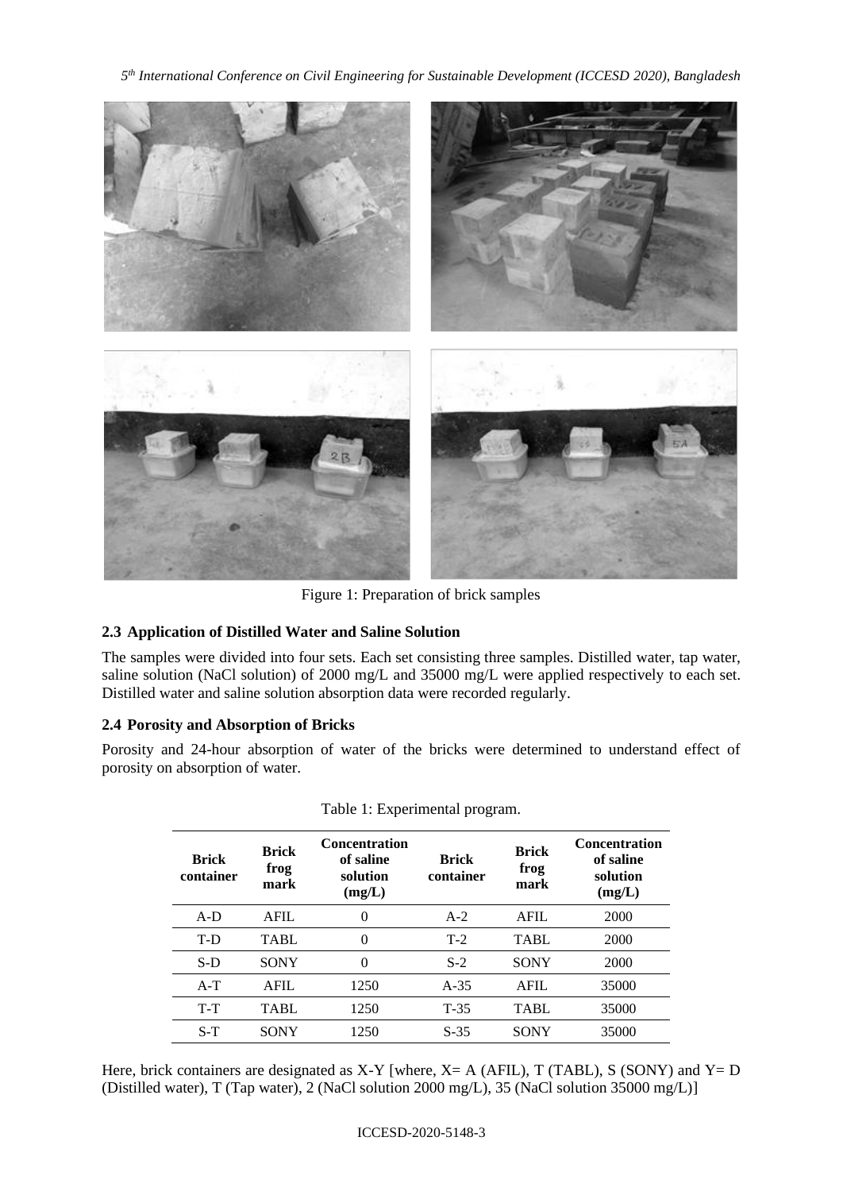Figure 1: Preparation of brick samples

### 2.3 Application of Distilled Water and Saline Solution

The samples were divided into four sets. Each set consisting three samples. Distilled water, tap water, saline solution (NaCl solution) of 2000 mg/L and 35000 mg/L were applied respectively to each set. Distilled water and saline solution absorption data were recorded regularly.

### 2.4 Porosity and Absorption of Bricks

Porosity and 24-hour absorption of water of the bricks were determined to understand effect of porosity on absorption of water.

Table 1: Experimental program.

| Brick container | Brick frog mark | Concentration of saline solution (mg/L) | Brick container | Brick frog mark | Concentration of saline solution (mg/L) |
|---|---|---|---|---|---|
| A-D | AFIL | 0 | A-2 | AFIL | 2000 |
| T-D | TABL | 0 | T-2 | TABL | 2000 |
| S-D | SONY | 0 | S-2 | SONY | 2000 |
| A-T | AFIL | 1250 | A-35 | AFIL | 35000 |
| T-T | TABL | 1250 | T-35 | TABL | 35000 |
| S-T | SONY | 1250 | S-35 | SONY | 35000 |

Here, brick containers are designated as X-Y [where, X= A (AFIL), T (TABL), S (SONY) and Y= D (Distilled water), T (Tap water), 2 (NaCl solution 2000 mg/L), 35 (NaCl solution 35000 mg/L)]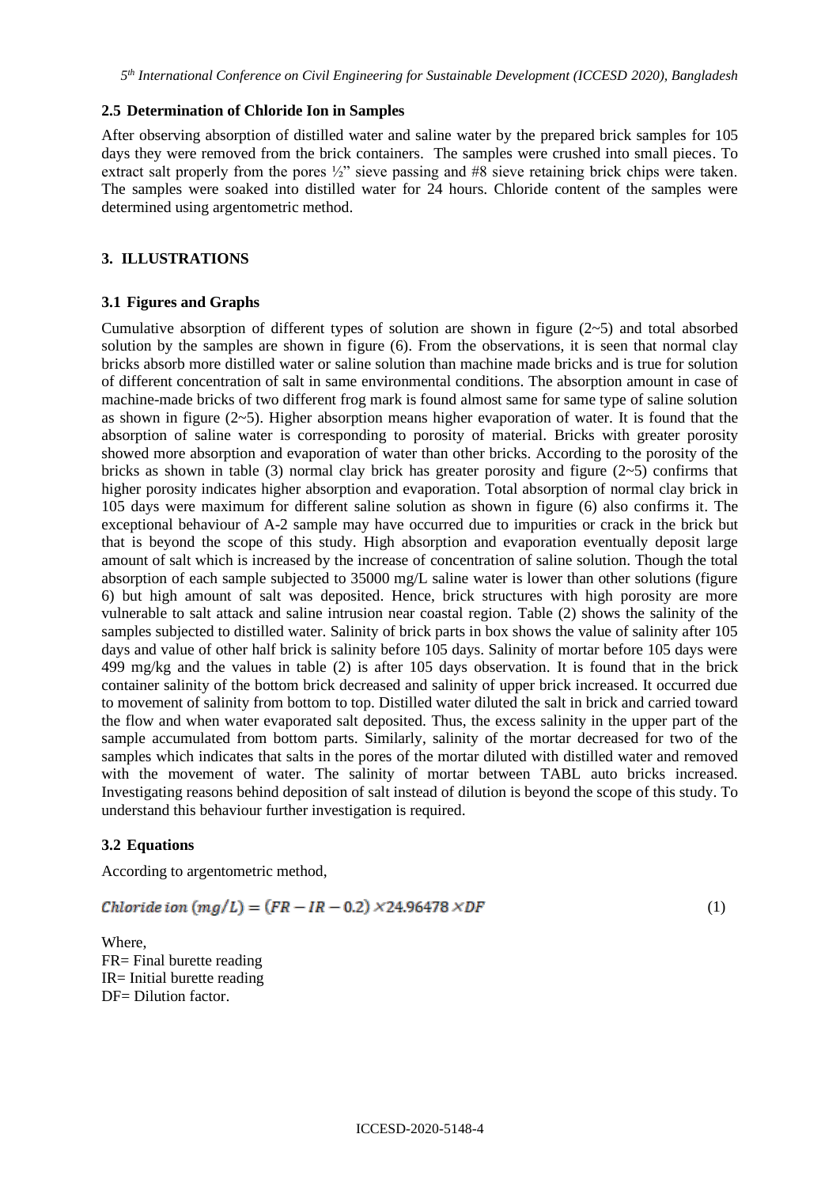### 2.5 Determination of Chloride Ion in Samples

After observing absorption of distilled water and saline water by the prepared brick samples for 105 days they were removed from the brick containers. The samples were crushed into small pieces. To extract salt properly from the pores ½" sieve passing and #8 sieve retaining brick chips were taken. The samples were soaked into distilled water for 24 hours. Chloride content of the samples were determined using argentometric method.

## 3. ILLUSTRATIONS

### 3.1 Figures and Graphs

Cumulative absorption of different types of solution are shown in figure (2~5) and total absorbed solution by the samples are shown in figure (6). From the observations, it is seen that normal clay bricks absorb more distilled water or saline solution than machine made bricks and is true for solution of different concentration of salt in same environmental conditions. The absorption amount in case of machine-made bricks of two different frog mark is found almost same for same type of saline solution as shown in figure (2~5). Higher absorption means higher evaporation of water. It is found that the absorption of saline water is corresponding to porosity of material. Bricks with greater porosity showed more absorption and evaporation of water than other bricks. According to the porosity of the bricks as shown in table (3) normal clay brick has greater porosity and figure (2~5) confirms that higher porosity indicates higher absorption and evaporation. Total absorption of normal clay brick in 105 days were maximum for different saline solution as shown in figure (6) also confirms it. The exceptional behaviour of A-2 sample may have occurred due to impurities or crack in the brick but that is beyond the scope of this study. High absorption and evaporation eventually deposit large amount of salt which is increased by the increase of concentration of saline solution. Though the total absorption of each sample subjected to 35000 mg/L saline water is lower than other solutions (figure 6) but high amount of salt was deposited. Hence, brick structures with high porosity are more vulnerable to salt attack and saline intrusion near coastal region. Table (2) shows the salinity of the samples subjected to distilled water. Salinity of brick parts in box shows the value of salinity after 105 days and value of other half brick is salinity before 105 days. Salinity of mortar before 105 days were 499 mg/kg and the values in table (2) is after 105 days observation. It is found that in the brick container salinity of the bottom brick decreased and salinity of upper brick increased. It occurred due to movement of salinity from bottom to top. Distilled water diluted the salt in brick and carried toward the flow and when water evaporated salt deposited. Thus, the excess salinity in the upper part of the sample accumulated from bottom parts. Similarly, salinity of the mortar decreased for two of the samples which indicates that salts in the pores of the mortar diluted with distilled water and removed with the movement of water. The salinity of mortar between TABL auto bricks increased. Investigating reasons behind deposition of salt instead of dilution is beyond the scope of this study. To understand this behaviour further investigation is required.

### 3.2 Equations

According to argentometric method,

$$Chloride\ ion\ (mg/L) = (FR - IR - 0.2) \times 24.96478 \times DF \tag{1}$$

Where,
FR= Final burette reading
IR= Initial burette reading
DF= Dilution factor.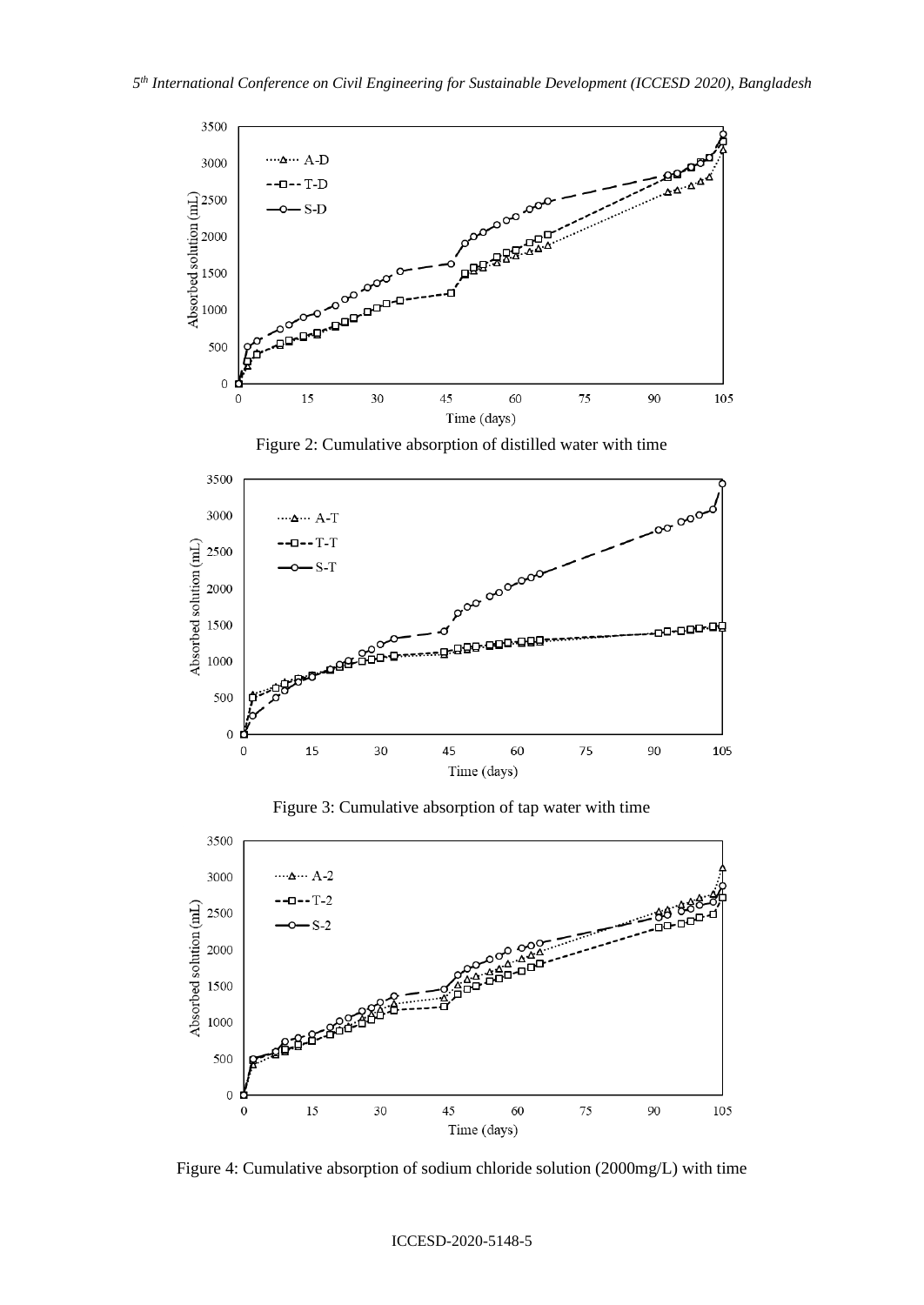Figure 2: Cumulative absorption of distilled water with time

Figure 3: Cumulative absorption of tap water with time

Figure 4: Cumulative absorption of sodium chloride solution (2000mg/L) with time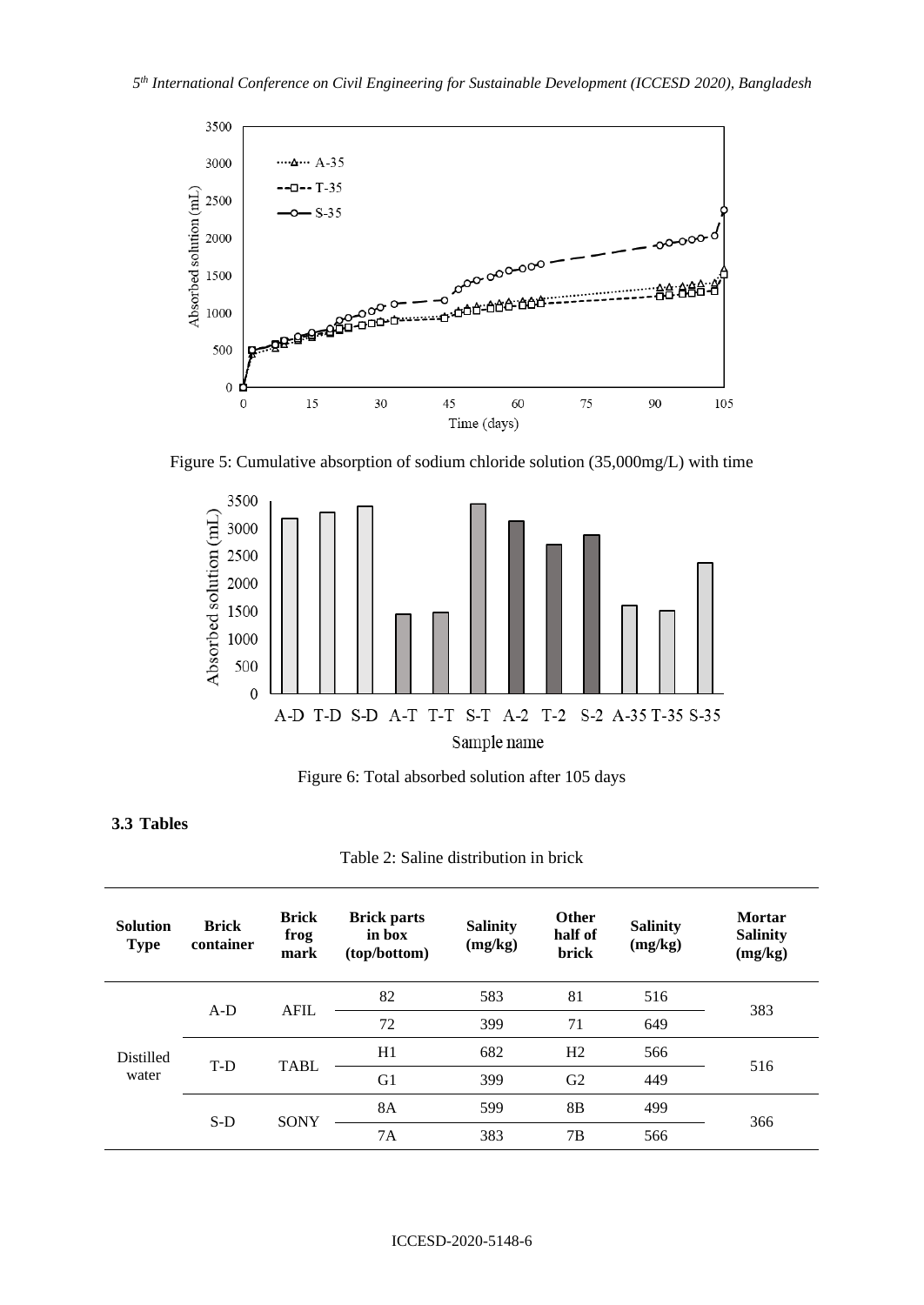Figure 5: Cumulative absorption of sodium chloride solution (35,000mg/L) with time

Figure 6: Total absorbed solution after 105 days

### 3.3 Tables

Table 2: Saline distribution in brick

| Solution Type | Brick container | Brick frog mark | Brick parts in box (top/bottom) | Salinity (mg/kg) | Other half of brick | Salinity (mg/kg) | Mortar Salinity (mg/kg) |
|---|---|---|---|---|---|---|---|
| Distilled water | A-D | AFIL | 82 | 583 | 81 | 516 | 383 |
| | | | 72 | 399 | 71 | 649 | |
| | T-D | TABL | H1 | 682 | H2 | 566 | 516 |
| | | | G1 | 399 | G2 | 449 | |
| | S-D | SONY | 8A | 599 | 8B | 499 | 366 |
| | | | 7A | 383 | 7B | 566 | |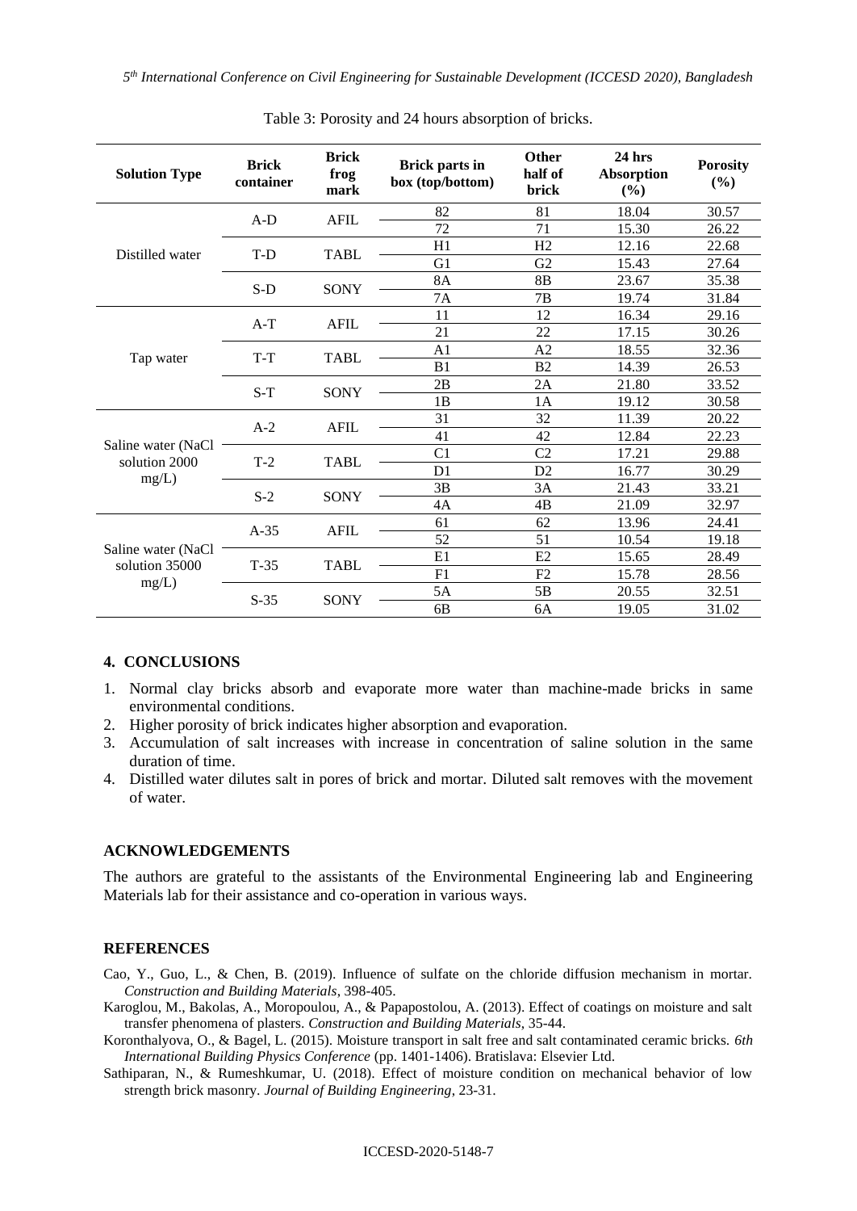Table 3: Porosity and 24 hours absorption of bricks.

| Solution Type | Brick container | Brick frog mark | Brick parts in box (top/bottom) | Other half of brick | 24 hrs Absorption (%) | Porosity (%) |
|---|---|---|---|---|---|---|
| Distilled water | A-D | AFIL | 82 | 81 | 18.04 | 30.57 |
| | | | 72 | 71 | 15.30 | 26.22 |
| | T-D | TABL | H1 | H2 | 12.16 | 22.68 |
| | | | G1 | G2 | 15.43 | 27.64 |
| | S-D | SONY | 8A | 8B | 23.67 | 35.38 |
| | | | 7A | 7B | 19.74 | 31.84 |
| Tap water | A-T | AFIL | 11 | 12 | 16.34 | 29.16 |
| | | | 21 | 22 | 17.15 | 30.26 |
| | T-T | TABL | A1 | A2 | 18.55 | 32.36 |
| | | | B1 | B2 | 14.39 | 26.53 |
| | S-T | SONY | 2B | 2A | 21.80 | 33.52 |
| | | | 1B | 1A | 19.12 | 30.58 |
| Saline water (NaCl solution 2000 mg/L) | A-2 | AFIL | 31 | 32 | 11.39 | 20.22 |
| | | | 41 | 42 | 12.84 | 22.23 |
| | T-2 | TABL | C1 | C2 | 17.21 | 29.88 |
| | | | D1 | D2 | 16.77 | 30.29 |
| | S-2 | SONY | 3B | 3A | 21.43 | 33.21 |
| | | | 4A | 4B | 21.09 | 32.97 |
| Saline water (NaCl solution 35000 mg/L) | A-35 | AFIL | 61 | 62 | 13.96 | 24.41 |
| | | | 52 | 51 | 10.54 | 19.18 |
| | T-35 | TABL | E1 | E2 | 15.65 | 28.49 |
| | | | F1 | F2 | 15.78 | 28.56 |
| | S-35 | SONY | 5A | 5B | 20.55 | 32.51 |
| | | | 6B | 6A | 19.05 | 31.02 |

## 4. CONCLUSIONS

1. Normal clay bricks absorb and evaporate more water than machine-made bricks in same environmental conditions.
2. Higher porosity of brick indicates higher absorption and evaporation.
3. Accumulation of salt increases with increase in concentration of saline solution in the same duration of time.
4. Distilled water dilutes salt in pores of brick and mortar. Diluted salt removes with the movement of water.

## ACKNOWLEDGEMENTS

The authors are grateful to the assistants of the Environmental Engineering lab and Engineering Materials lab for their assistance and co-operation in various ways.

## REFERENCES

Cao, Y., Guo, L., & Chen, B. (2019). Influence of sulfate on the chloride diffusion mechanism in mortar. *Construction and Building Materials*, 398-405.

Karoglou, M., Bakolas, A., Moropoulou, A., & Papapostolou, A. (2013). Effect of coatings on moisture and salt transfer phenomena of plasters. *Construction and Building Materials*, 35-44.

Koronthalyova, O., & Bagel, L. (2015). Moisture transport in salt free and salt contaminated ceramic bricks. *6th International Building Physics Conference* (pp. 1401-1406). Bratislava: Elsevier Ltd.

Sathiparan, N., & Rumeshkumar, U. (2018). Effect of moisture condition on mechanical behavior of low strength brick masonry. *Journal of Building Engineering*, 23-31.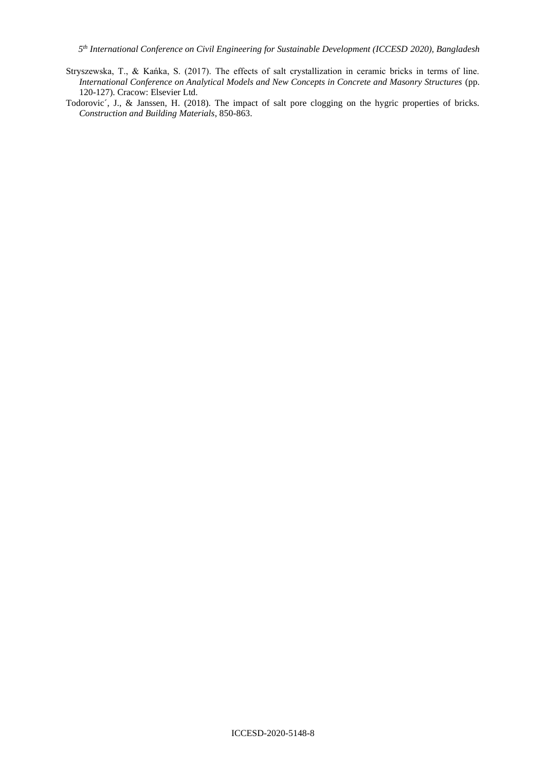Stryszewska, T., & Kańka, S. (2017). The effects of salt crystallization in ceramic bricks in terms of line. *International Conference on Analytical Models and New Concepts in Concrete and Masonry Structures* (pp. 120-127). Cracow: Elsevier Ltd.

Todorovic´, J., & Janssen, H. (2018). The impact of salt pore clogging on the hygric properties of bricks. *Construction and Building Materials*, 850-863.